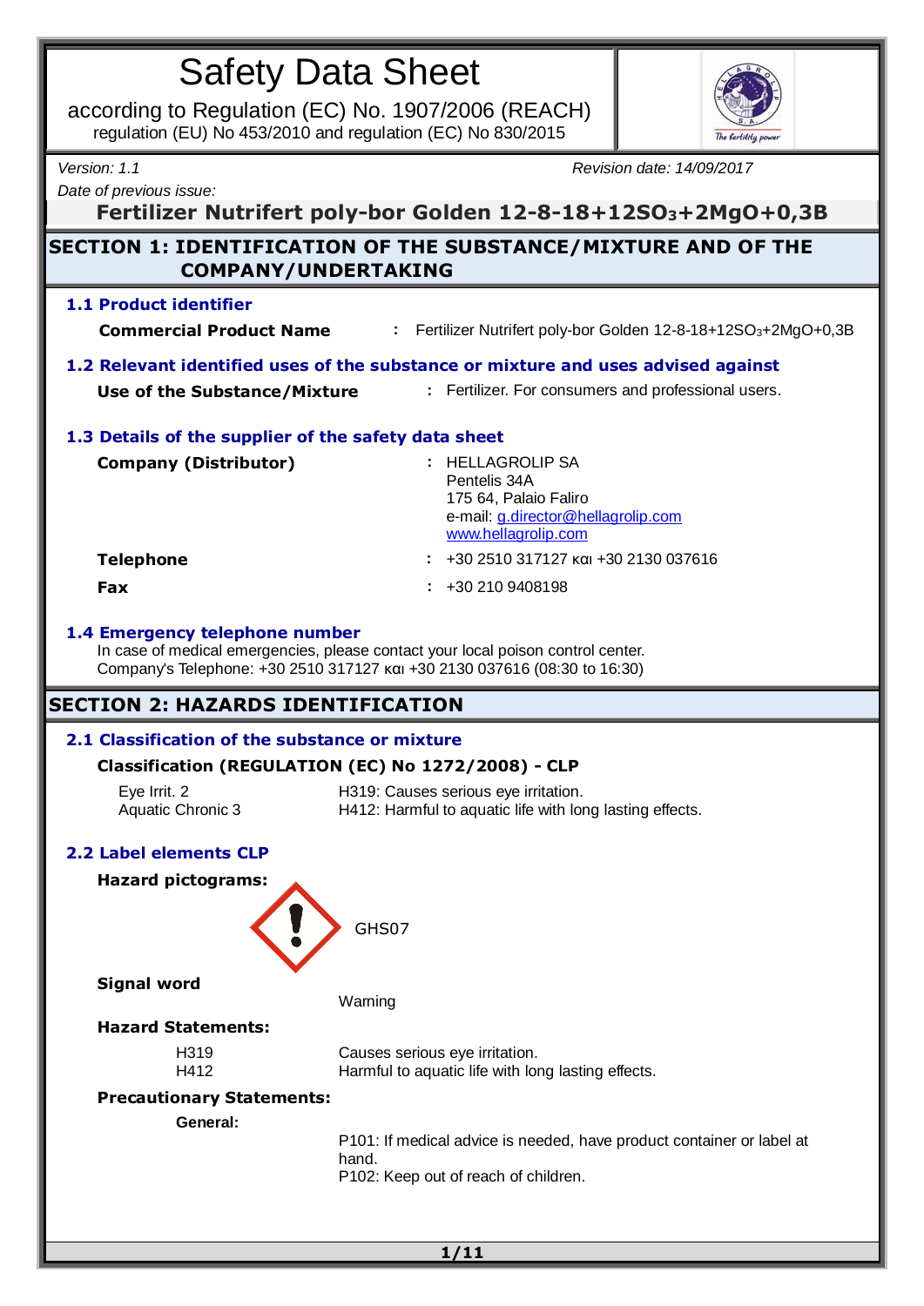# Safety Data Sheet

according to Regulation (EC) No. 1907/2006 (REACH)
regulation (EU) No 453/2010 and regulation (EC) No 830/2015

*Version: 1.1* *Revision date: 14/09/2017*
*Date of previous issue:*

**Fertilizer Nutrifert poly-bor Golden 12-8-18+12$SO_3$+2MgO+0,3B**

## SECTION 1: IDENTIFICATION OF THE SUBSTANCE/MIXTURE AND OF THE COMPANY/UNDERTAKING

### 1.1 Product identifier

**Commercial Product Name** : Fertilizer Nutrifert poly-bor Golden 12-8-18+12$SO_3$+2MgO+0,3B

### 1.2 Relevant identified uses of the substance or mixture and uses advised against

**Use of the Substance/Mixture** : Fertilizer. For consumers and professional users.

### 1.3 Details of the supplier of the safety data sheet

**Company (Distributor)** : HELLAGROLIP SA
Pentelis 34A
175 64, Palaio Faliro
e-mail: g.director@hellagrolip.com
www.hellagrolip.com

**Telephone** : +30 2510 317127 και +30 2130 037616

**Fax** : +30 210 9408198

### 1.4 Emergency telephone number

In case of medical emergencies, please contact your local poison control center.
Company's Telephone: +30 2510 317127 και +30 2130 037616 (08:30 to 16:30)

## SECTION 2: HAZARDS IDENTIFICATION

### 2.1 Classification of the substance or mixture

**Classification (REGULATION (EC) No 1272/2008) - CLP**

Eye Irrit. 2 — H319: Causes serious eye irritation.
Aquatic Chronic 3 — H412: Harmful to aquatic life with long lasting effects.

### 2.2 Label elements CLP

**Hazard pictograms:**

GHS07

**Signal word**

Warning

**Hazard Statements:**

H319 — Causes serious eye irritation.
H412 — Harmful to aquatic life with long lasting effects.

**Precautionary Statements:**

**General:**

P101: If medical advice is needed, have product container or label at hand.
P102: Keep out of reach of children.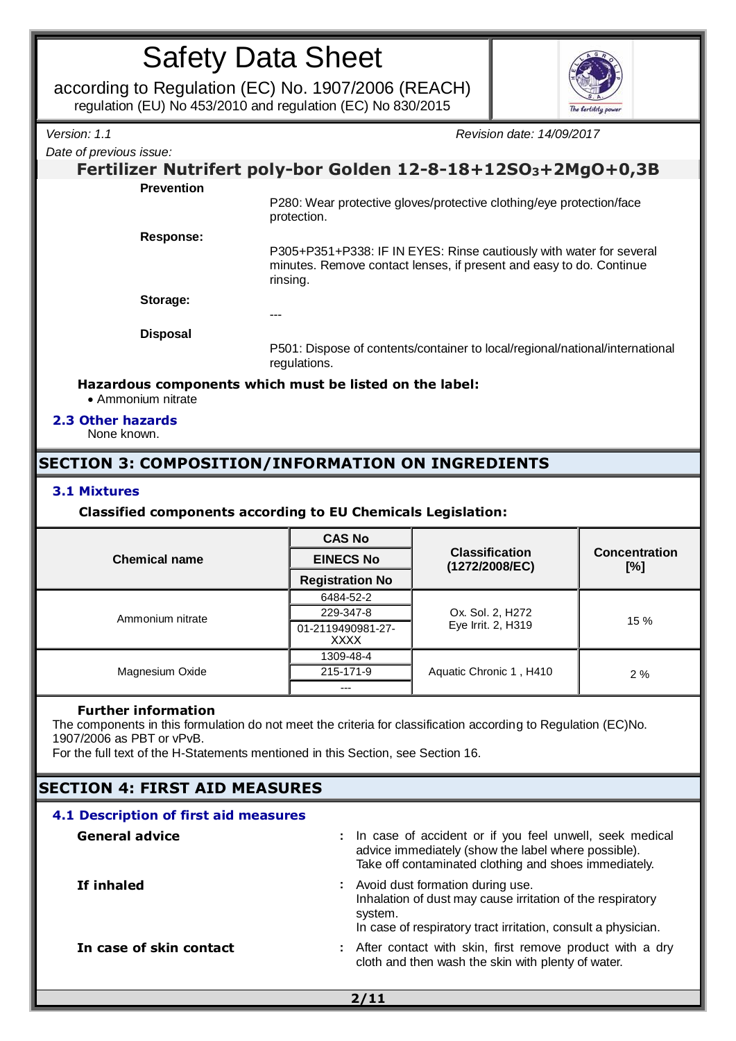# Safety Data Sheet

according to Regulation (EC) No. 1907/2006 (REACH)
regulation (EU) No 453/2010 and regulation (EC) No 830/2015

*Version: 1.1* *Revision date: 14/09/2017*
*Date of previous issue:*

## Fertilizer Nutrifert poly-bor Golden 12-8-18+12$SO_3$+2MgO+0,3B

**Prevention**

P280: Wear protective gloves/protective clothing/eye protection/face protection.

**Response:**

P305+P351+P338: IF IN EYES: Rinse cautiously with water for several minutes. Remove contact lenses, if present and easy to do. Continue rinsing.

**Storage:**

---

**Disposal**

P501: Dispose of contents/container to local/regional/national/international regulations.

**Hazardous components which must be listed on the label:**

- Ammonium nitrate

### 2.3 Other hazards

None known.

## SECTION 3: COMPOSITION/INFORMATION ON INGREDIENTS

### 3.1 Mixtures

**Classified components according to EU Chemicals Legislation:**

| Chemical name | CAS No / EINECS No / Registration No | Classification (1272/2008/EC) | Concentration [%] |
|---|---|---|---|
| Ammonium nitrate | 6484-52-2<br>229-347-8<br>01-2119490981-27-XXXX | Ox. Sol. 2, H272<br>Eye Irrit. 2, H319 | 15 % |
| Magnesium Oxide | 1309-48-4<br>215-171-9<br>--- | Aquatic Chronic 1 , H410 | 2 % |

**Further information**

The components in this formulation do not meet the criteria for classification according to Regulation (EC)No. 1907/2006 as PBT or vPvB.
For the full text of the H-Statements mentioned in this Section, see Section 16.

## SECTION 4: FIRST AID MEASURES

### 4.1 Description of first aid measures

**General advice** : In case of accident or if you feel unwell, seek medical advice immediately (show the label where possible). Take off contaminated clothing and shoes immediately.

**If inhaled** : Avoid dust formation during use. Inhalation of dust may cause irritation of the respiratory system. In case of respiratory tract irritation, consult a physician.

**In case of skin contact** : After contact with skin, first remove product with a dry cloth and then wash the skin with plenty of water.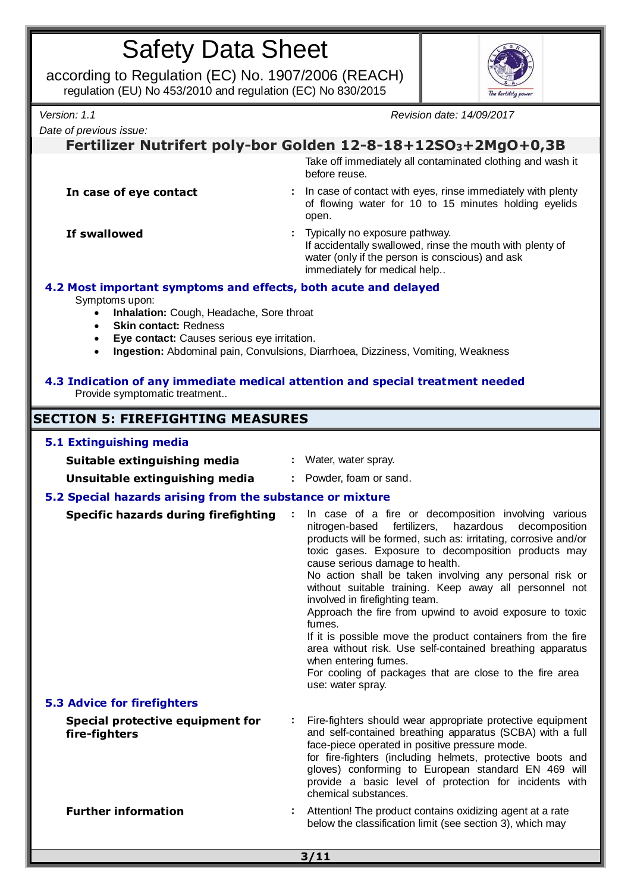Take off immediately all contaminated clothing and wash it before reuse.

**In case of eye contact** : In case of contact with eyes, rinse immediately with plenty of flowing water for 10 to 15 minutes holding eyelids open.

**If swallowed** : Typically no exposure pathway.
If accidentally swallowed, rinse the mouth with plenty of water (only if the person is conscious) and ask immediately for medical help..

### 4.2 Most important symptoms and effects, both acute and delayed

Symptoms upon:

- **Inhalation:** Cough, Headache, Sore throat
- **Skin contact:** Redness
- **Eye contact:** Causes serious eye irritation.
- **Ingestion:** Abdominal pain, Convulsions, Diarrhoea, Dizziness, Vomiting, Weakness

### 4.3 Indication of any immediate medical attention and special treatment needed

Provide symptomatic treatment..

## SECTION 5: FIREFIGHTING MEASURES

### 5.1 Extinguishing media

**Suitable extinguishing media** : Water, water spray.

**Unsuitable extinguishing media** : Powder, foam or sand.

### 5.2 Special hazards arising from the substance or mixture

**Specific hazards during firefighting** : In case of a fire or decomposition involving various nitrogen-based fertilizers, hazardous decomposition products will be formed, such as: irritating, corrosive and/or toxic gases. Exposure to decomposition products may cause serious damage to health.
No action shall be taken involving any personal risk or without suitable training. Keep away all personnel not involved in firefighting team.
Approach the fire from upwind to avoid exposure to toxic fumes.
If it is possible move the product containers from the fire area without risk. Use self-contained breathing apparatus when entering fumes.
For cooling of packages that are close to the fire area use: water spray.

### 5.3 Advice for firefighters

**Special protective equipment for fire-fighters** : Fire-fighters should wear appropriate protective equipment and self-contained breathing apparatus (SCBA) with a full face-piece operated in positive pressure mode.
for fire-fighters (including helmets, protective boots and gloves) conforming to European standard EN 469 will provide a basic level of protection for incidents with chemical substances.

**Further information** : Attention! The product contains oxidizing agent at a rate below the classification limit (see section 3), which may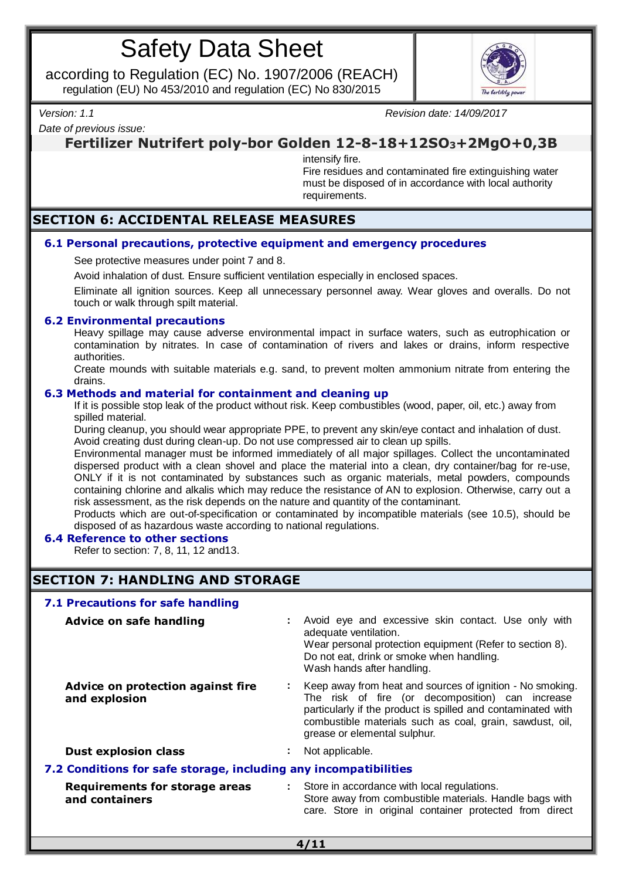intensify fire.
Fire residues and contaminated fire extinguishing water must be disposed of in accordance with local authority requirements.

## SECTION 6: ACCIDENTAL RELEASE MEASURES

### 6.1 Personal precautions, protective equipment and emergency procedures

See protective measures under point 7 and 8.

Avoid inhalation of dust. Ensure sufficient ventilation especially in enclosed spaces.

Eliminate all ignition sources. Keep all unnecessary personnel away. Wear gloves and overalls. Do not touch or walk through spilt material.

### 6.2 Environmental precautions

Heavy spillage may cause adverse environmental impact in surface waters, such as eutrophication or contamination by nitrates. In case of contamination of rivers and lakes or drains, inform respective authorities.
Create mounds with suitable materials e.g. sand, to prevent molten ammonium nitrate from entering the drains.

### 6.3 Methods and material for containment and cleaning up

If it is possible stop leak of the product without risk. Keep combustibles (wood, paper, oil, etc.) away from spilled material.
During cleanup, you should wear appropriate PPE, to prevent any skin/eye contact and inhalation of dust. Avoid creating dust during clean-up. Do not use compressed air to clean up spills.
Environmental manager must be informed immediately of all major spillages. Collect the uncontaminated dispersed product with a clean shovel and place the material into a clean, dry container/bag for re-use, ONLY if it is not contaminated by substances such as organic materials, metal powders, compounds containing chlorine and alkalis which may reduce the resistance of AN to explosion. Otherwise, carry out a risk assessment, as the risk depends on the nature and quantity of the contaminant.
Products which are out-of-specification or contaminated by incompatible materials (see 10.5), should be disposed of as hazardous waste according to national regulations.

### 6.4 Reference to other sections

Refer to section: 7, 8, 11, 12 and13.

## SECTION 7: HANDLING AND STORAGE

### 7.1 Precautions for safe handling

**Advice on safe handling** : Avoid eye and excessive skin contact. Use only with adequate ventilation.
Wear personal protection equipment (Refer to section 8).
Do not eat, drink or smoke when handling.
Wash hands after handling.

**Advice on protection against fire and explosion** : Keep away from heat and sources of ignition - No smoking. The risk of fire (or decomposition) can increase particularly if the product is spilled and contaminated with combustible materials such as coal, grain, sawdust, oil, grease or elemental sulphur.

**Dust explosion class** : Not applicable.

### 7.2 Conditions for safe storage, including any incompatibilities

**Requirements for storage areas and containers** : Store in accordance with local regulations.
Store away from combustible materials. Handle bags with care. Store in original container protected from direct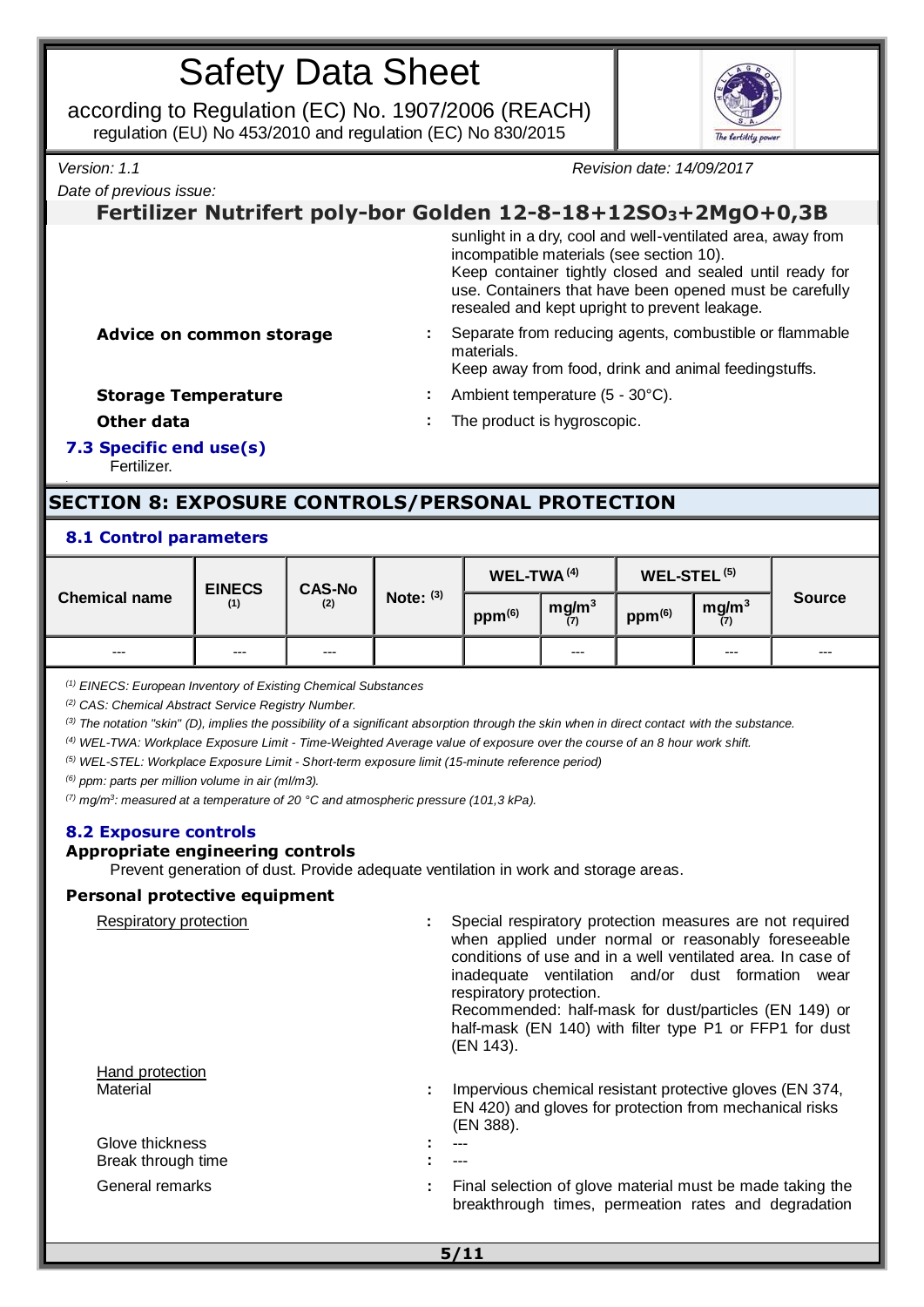sunlight in a dry, cool and well-ventilated area, away from incompatible materials (see section 10).
Keep container tightly closed and sealed until ready for use. Containers that have been opened must be carefully resealed and kept upright to prevent leakage.

**Advice on common storage** : Separate from reducing agents, combustible or flammable materials.
Keep away from food, drink and animal feedingstuffs.

**Storage Temperature** : Ambient temperature (5 - 30°C).

**Other data** : The product is hygroscopic.

### 7.3 Specific end use(s)

Fertilizer.

## SECTION 8: EXPOSURE CONTROLS/PERSONAL PROTECTION

### 8.1 Control parameters

| Chemical name | EINECS (1) | CAS-No (2) | Note: (3) | WEL-TWA (4) | | WEL-STEL (5) | | Source |
|---|---|---|---|---|---|---|---|---|
| | | | | ppm(6) | $mg/m^3$ (7) | ppm(6) | $mg/m^3$ (7) | |
| --- | --- | --- | | | --- | | --- | --- |

(1) EINECS: European Inventory of Existing Chemical Substances
(2) CAS: Chemical Abstract Service Registry Number.
(3) The notation "skin" (D), implies the possibility of a significant absorption through the skin when in direct contact with the substance.
(4) WEL-TWA: Workplace Exposure Limit - Time-Weighted Average value of exposure over the course of an 8 hour work shift.
(5) WEL-STEL: Workplace Exposure Limit - Short-term exposure limit (15-minute reference period)
(6) ppm: parts per million volume in air (ml/m3).
(7) $mg/m^3$: measured at a temperature of 20 °C and atmospheric pressure (101,3 kPa).

### 8.2 Exposure controls

**Appropriate engineering controls**

Prevent generation of dust. Provide adequate ventilation in work and storage areas.

**Personal protective equipment**

Respiratory protection : Special respiratory protection measures are not required when applied under normal or reasonably foreseeable conditions of use and in a well ventilated area. In case of inadequate ventilation and/or dust formation wear respiratory protection.
Recommended: half-mask for dust/particles (EN 149) or half-mask (EN 140) with filter type P1 or FFP1 for dust (EN 143).

Hand protection

Material : Impervious chemical resistant protective gloves (EN 374, EN 420) and gloves for protection from mechanical risks (EN 388).

Glove thickness : ---

Break through time : ---

General remarks : Final selection of glove material must be made taking the breakthrough times, permeation rates and degradation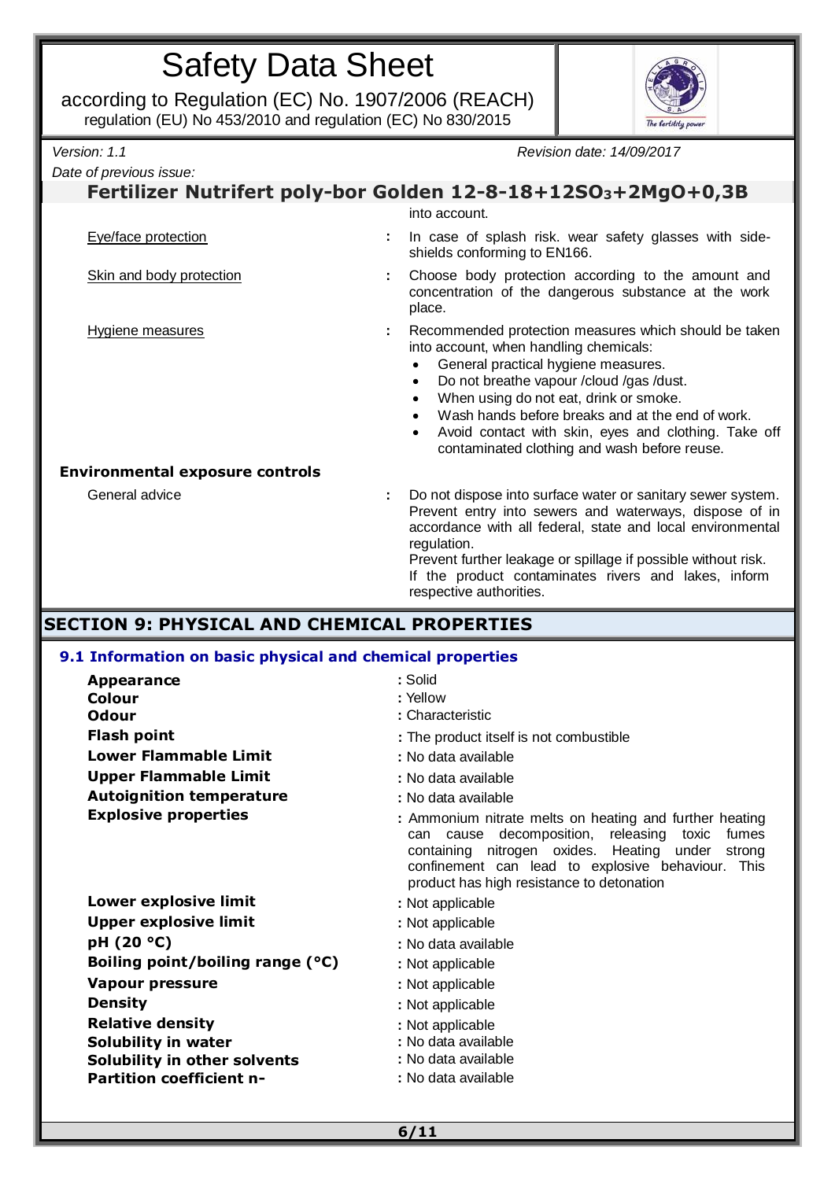into account.

| | | |
|---|---|---|
| Eye/face protection | : | In case of splash risk. wear safety glasses with side-shields conforming to EN166. |
| Skin and body protection | : | Choose body protection according to the amount and concentration of the dangerous substance at the work place. |
| Hygiene measures | : | Recommended protection measures which should be taken into account, when handling chemicals:<br>• General practical hygiene measures.<br>• Do not breathe vapour /cloud /gas /dust.<br>• When using do not eat, drink or smoke.<br>• Wash hands before breaks and at the end of work.<br>• Avoid contact with skin, eyes and clothing. Take off contaminated clothing and wash before reuse. |

**Environmental exposure controls**

| | | |
|---|---|---|
| General advice | : | Do not dispose into surface water or sanitary sewer system. Prevent entry into sewers and waterways, dispose of in accordance with all federal, state and local environmental regulation.<br>Prevent further leakage or spillage if possible without risk.<br>If the product contaminates rivers and lakes, inform respective authorities. |

## SECTION 9: PHYSICAL AND CHEMICAL PROPERTIES

### 9.1 Information on basic physical and chemical properties

| | |
|---|---|
| **Appearance** | : Solid |
| **Colour** | : Yellow |
| **Odour** | : Characteristic |
| **Flash point** | : The product itself is not combustible |
| **Lower Flammable Limit** | : No data available |
| **Upper Flammable Limit** | : No data available |
| **Autoignition temperature** | : No data available |
| **Explosive properties** | : Ammonium nitrate melts on heating and further heating can cause decomposition, releasing toxic fumes containing nitrogen oxides. Heating under strong confinement can lead to explosive behaviour. This product has high resistance to detonation |
| **Lower explosive limit** | : Not applicable |
| **Upper explosive limit** | : Not applicable |
| **pH (20 °C)** | : No data available |
| **Boiling point/boiling range (°C)** | : Not applicable |
| **Vapour pressure** | : Not applicable |
| **Density** | : Not applicable |
| **Relative density** | : Not applicable |
| **Solubility in water** | : No data available |
| **Solubility in other solvents** | : No data available |
| **Partition coefficient n-** | : No data available |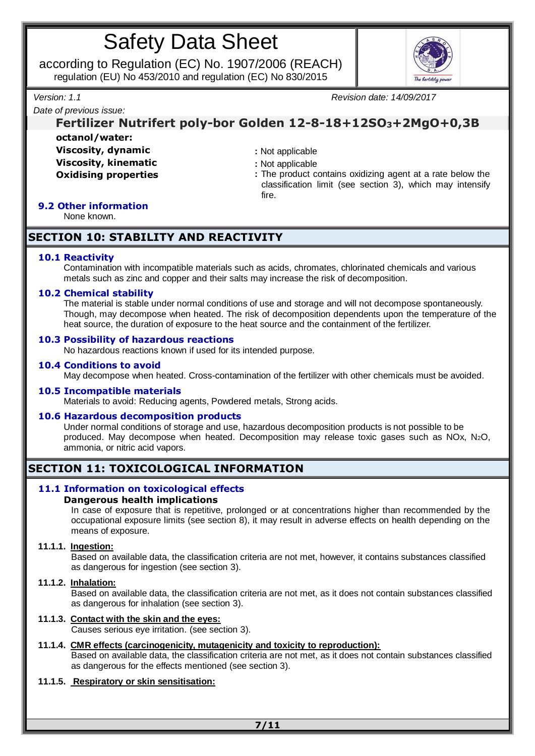**octanol/water:**

| | |
|---|---|
| **Viscosity, dynamic** | : Not applicable |
| **Viscosity, kinematic** | : Not applicable |
| **Oxidising properties** | : The product contains oxidizing agent at a rate below the classification limit (see section 3), which may intensify fire. |

### 9.2 Other information

None known.

## SECTION 10: STABILITY AND REACTIVITY

### 10.1 Reactivity

Contamination with incompatible materials such as acids, chromates, chlorinated chemicals and various metals such as zinc and copper and their salts may increase the risk of decomposition.

### 10.2 Chemical stability

The material is stable under normal conditions of use and storage and will not decompose spontaneously. Though, may decompose when heated. The risk of decomposition dependents upon the temperature of the heat source, the duration of exposure to the heat source and the containment of the fertilizer.

### 10.3 Possibility of hazardous reactions

No hazardous reactions known if used for its intended purpose.

### 10.4 Conditions to avoid

May decompose when heated. Cross-contamination of the fertilizer with other chemicals must be avoided.

### 10.5 Incompatible materials

Materials to avoid: Reducing agents, Powdered metals, Strong acids.

### 10.6 Hazardous decomposition products

Under normal conditions of storage and use, hazardous decomposition products is not possible to be produced. May decompose when heated. Decomposition may release toxic gases such as NOx, $N_2O$, ammonia, or nitric acid vapors.

## SECTION 11: TOXICOLOGICAL INFORMATION

### 11.1 Information on toxicological effects

**Dangerous health implications**

In case of exposure that is repetitive, prolonged or at concentrations higher than recommended by the occupational exposure limits (see section 8), it may result in adverse effects on health depending on the means of exposure.

**11.1.1. Ingestion:**

Based on available data, the classification criteria are not met, however, it contains substances classified as dangerous for ingestion (see section 3).

**11.1.2. Inhalation:**

Based on available data, the classification criteria are not met, as it does not contain substances classified as dangerous for inhalation (see section 3).

**11.1.3. Contact with the skin and the eyes:**

Causes serious eye irritation. (see section 3).

**11.1.4. CMR effects (carcinogenicity, mutagenicity and toxicity to reproduction):**

Based on available data, the classification criteria are not met, as it does not contain substances classified as dangerous for the effects mentioned (see section 3).

**11.1.5. Respiratory or skin sensitisation:**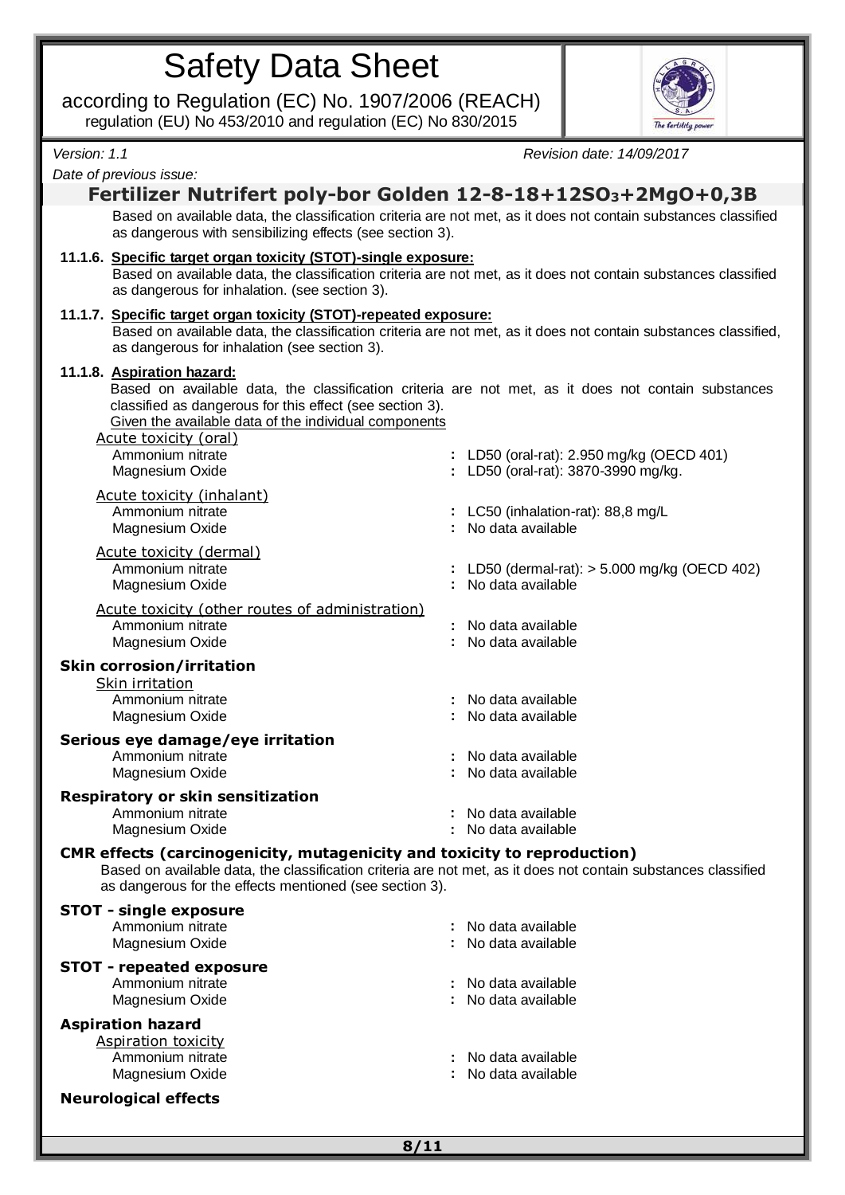Based on available data, the classification criteria are not met, as it does not contain substances classified as dangerous with sensibilizing effects (see section 3).

**11.1.6. Specific target organ toxicity (STOT)-single exposure:**

Based on available data, the classification criteria are not met, as it does not contain substances classified as dangerous for inhalation. (see section 3).

**11.1.7. Specific target organ toxicity (STOT)-repeated exposure:**

Based on available data, the classification criteria are not met, as it does not contain substances classified, as dangerous for inhalation (see section 3).

**11.1.8. Aspiration hazard:**

Based on available data, the classification criteria are not met, as it does not contain substances classified as dangerous for this effect (see section 3).

Given the available data of the individual components

Acute toxicity (oral)

- Ammonium nitrate : LD50 (oral-rat): 2.950 mg/kg (OECD 401)
- Magnesium Oxide : LD50 (oral-rat): 3870-3990 mg/kg.

Acute toxicity (inhalant)

- Ammonium nitrate : LC50 (inhalation-rat): 88,8 mg/L
- Magnesium Oxide : No data available

Acute toxicity (dermal)

- Ammonium nitrate : LD50 (dermal-rat): > 5.000 mg/kg (OECD 402)
- Magnesium Oxide : No data available

Acute toxicity (other routes of administration)

- Ammonium nitrate : No data available
- Magnesium Oxide : No data available

**Skin corrosion/irritation**

Skin irritation

- Ammonium nitrate : No data available
- Magnesium Oxide : No data available

**Serious eye damage/eye irritation**

- Ammonium nitrate : No data available
- Magnesium Oxide : No data available

**Respiratory or skin sensitization**

- Ammonium nitrate : No data available
- Magnesium Oxide : No data available

**CMR effects (carcinogenicity, mutagenicity and toxicity to reproduction)**

Based on available data, the classification criteria are not met, as it does not contain substances classified as dangerous for the effects mentioned (see section 3).

**STOT - single exposure**

- Ammonium nitrate : No data available
- Magnesium Oxide : No data available

**STOT - repeated exposure**

- Ammonium nitrate : No data available
- Magnesium Oxide : No data available

**Aspiration hazard**

Aspiration toxicity

- Ammonium nitrate : No data available
- Magnesium Oxide : No data available

**Neurological effects**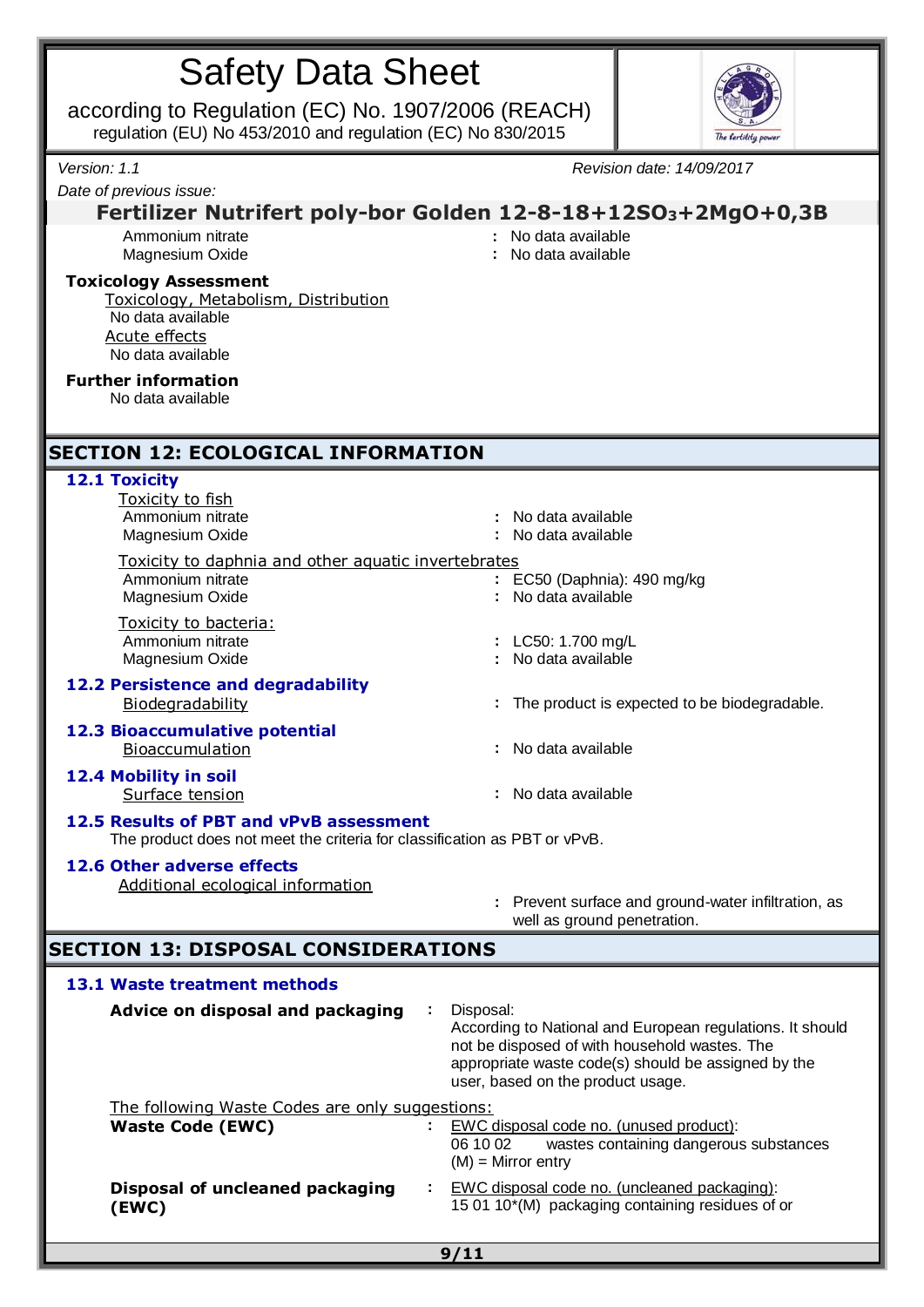Ammonium nitrate : No data available
Magnesium Oxide : No data available

**Toxicology Assessment**

Toxicology, Metabolism, Distribution
No data available

Acute effects
No data available

**Further information**
No data available

## SECTION 12: ECOLOGICAL INFORMATION

### 12.1 Toxicity

Toxicity to fish

| | |
|---|---|
| Ammonium nitrate | : No data available |
| Magnesium Oxide | : No data available |

Toxicity to daphnia and other aquatic invertebrates

| | |
|---|---|
| Ammonium nitrate | : EC50 (Daphnia): 490 mg/kg |
| Magnesium Oxide | : No data available |

Toxicity to bacteria:

| | |
|---|---|
| Ammonium nitrate | : LC50: 1.700 mg/L |
| Magnesium Oxide | : No data available |

### 12.2 Persistence and degradability

Biodegradability : The product is expected to be biodegradable.

### 12.3 Bioaccumulative potential

Bioaccumulation : No data available

### 12.4 Mobility in soil

Surface tension : No data available

### 12.5 Results of PBT and vPvB assessment

The product does not meet the criteria for classification as PBT or vPvB.

### 12.6 Other adverse effects

Additional ecological information : Prevent surface and ground-water infiltration, as well as ground penetration.

## SECTION 13: DISPOSAL CONSIDERATIONS

### 13.1 Waste treatment methods

**Advice on disposal and packaging** : Disposal:
According to National and European regulations. It should not be disposed of with household wastes. The appropriate waste code(s) should be assigned by the user, based on the product usage.

The following Waste Codes are only suggestions:

**Waste Code (EWC)** : EWC disposal code no. (unused product):
06 10 02 wastes containing dangerous substances
(M) = Mirror entry

**Disposal of uncleaned packaging (EWC)** : EWC disposal code no. (uncleaned packaging):
15 01 10*(M) packaging containing residues of or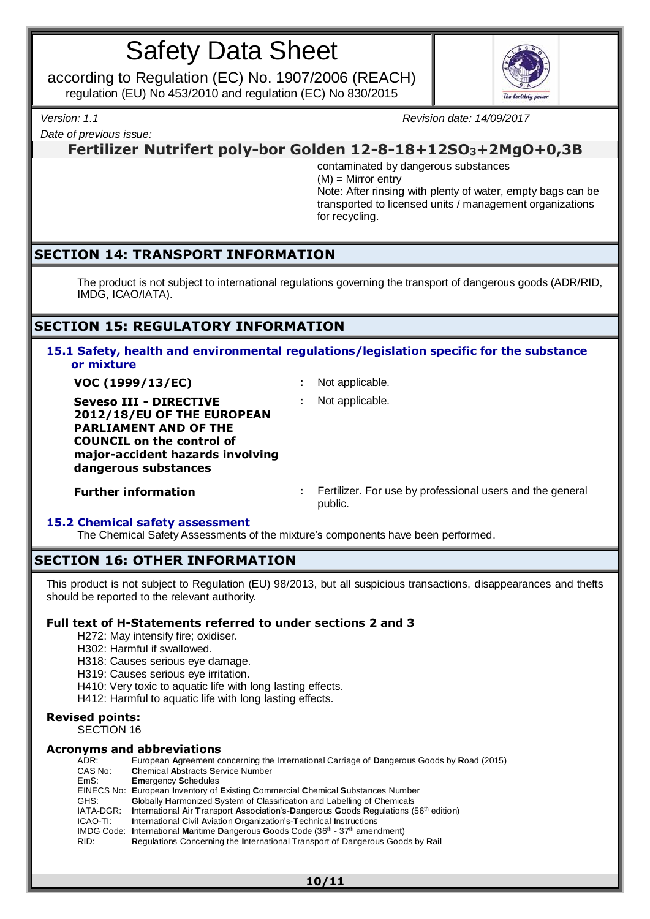contaminated by dangerous substances
(M) = Mirror entry
Note: After rinsing with plenty of water, empty bags can be transported to licensed units / management organizations for recycling.

## SECTION 14: TRANSPORT INFORMATION

The product is not subject to international regulations governing the transport of dangerous goods (ADR/RID, IMDG, ICAO/IATA).

## SECTION 15: REGULATORY INFORMATION

### 15.1 Safety, health and environmental regulations/legislation specific for the substance or mixture

**VOC (1999/13/EC)** : Not applicable.

**Seveso III - DIRECTIVE 2012/18/EU OF THE EUROPEAN PARLIAMENT AND OF THE COUNCIL on the control of major-accident hazards involving dangerous substances** : Not applicable.

**Further information** : Fertilizer. For use by professional users and the general public.

### 15.2 Chemical safety assessment

The Chemical Safety Assessments of the mixture's components have been performed.

## SECTION 16: OTHER INFORMATION

This product is not subject to Regulation (EU) 98/2013, but all suspicious transactions, disappearances and thefts should be reported to the relevant authority.

**Full text of H-Statements referred to under sections 2 and 3**

H272: May intensify fire; oxidiser.
H302: Harmful if swallowed.
H318: Causes serious eye damage.
H319: Causes serious eye irritation.
H410: Very toxic to aquatic life with long lasting effects.
H412: Harmful to aquatic life with long lasting effects.

**Revised points:**

SECTION 16

**Acronyms and abbreviations**

| | |
|---|---|
| ADR: | European Agreement concerning the International Carriage of Dangerous Goods by Road (2015) |
| CAS No: | Chemical Abstracts Service Number |
| EmS: | Emergency Schedules |
| EINECS No: | European Inventory of Existing Commercial Chemical Substances Number |
| GHS: | Globally Harmonized System of Classification and Labelling of Chemicals |
| IATA-DGR: | International Air Transport Association's-Dangerous Goods Regulations (56th edition) |
| ICAO-TI: | International Civil Aviation Organization's-Technical Instructions |
| IMDG Code: | International Maritime Dangerous Goods Code (36th - 37th amendment) |
| RID: | Regulations Concerning the International Transport of Dangerous Goods by Rail |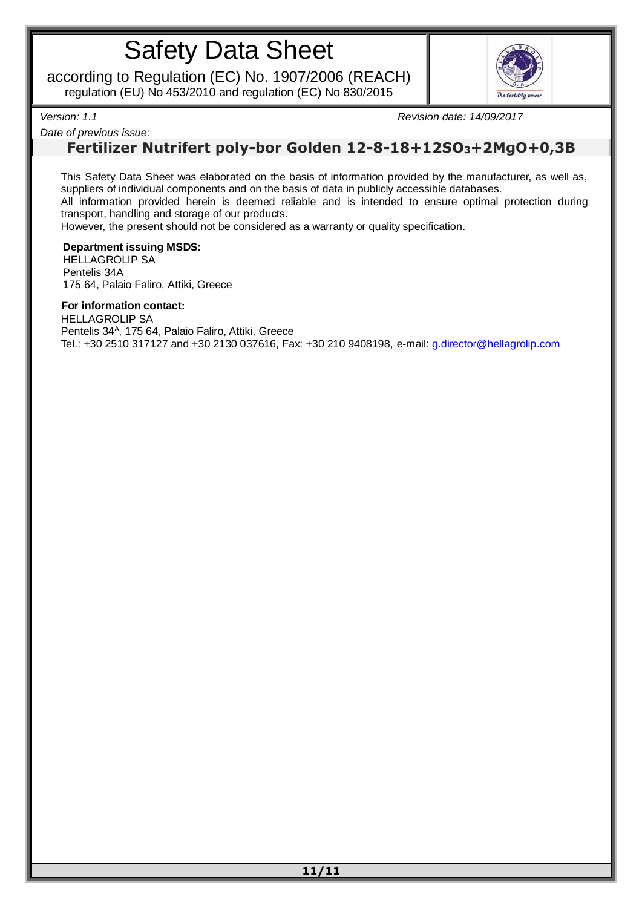This Safety Data Sheet was elaborated on the basis of information provided by the manufacturer, as well as, suppliers of individual components and on the basis of data in publicly accessible databases.
All information provided herein is deemed reliable and is intended to ensure optimal protection during transport, handling and storage of our products.
However, the present should not be considered as a warranty or quality specification.

**Department issuing MSDS:**
HELLAGROLIP SA
Pentelis 34A
175 64, Palaio Faliro, Attiki, Greece

**For information contact:**
HELLAGROLIP SA
Pentelis 34[A], 175 64, Palaio Faliro, Attiki, Greece
Tel.: +30 2510 317127 and +30 2130 037616, Fax: +30 210 9408198, e-mail: g.director@hellagrolip.com